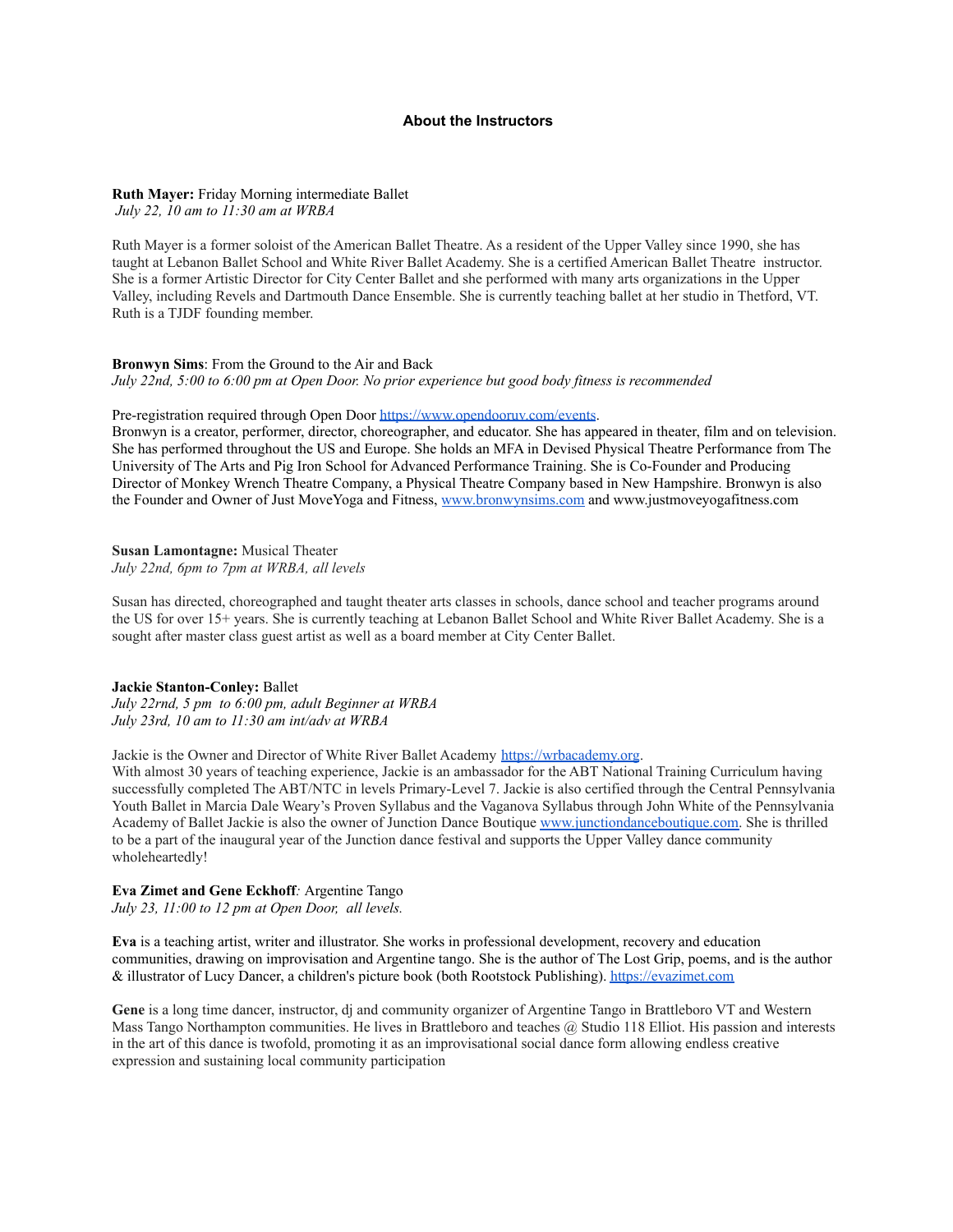### About the Instructors

**Ruth Mayer:** Friday Morning intermediate Ballet
*July 22, 10 am to 11:30 am at WRBA*

Ruth Mayer is a former soloist of the American Ballet Theatre. As a resident of the Upper Valley since 1990, she has taught at Lebanon Ballet School and White River Ballet Academy. She is a certified American Ballet Theatre instructor. She is a former Artistic Director for City Center Ballet and she performed with many arts organizations in the Upper Valley, including Revels and Dartmouth Dance Ensemble. She is currently teaching ballet at her studio in Thetford, VT. Ruth is a TJDF founding member.

**Bronwyn Sims**: From the Ground to the Air and Back
*July 22nd, 5:00 to 6:00 pm at Open Door. No prior experience but good body fitness is recommended*

Pre-registration required through Open Door https://www.opendooruv.com/events.
Bronwyn is a creator, performer, director, choreographer, and educator. She has appeared in theater, film and on television. She has performed throughout the US and Europe. She holds an MFA in Devised Physical Theatre Performance from The University of The Arts and Pig Iron School for Advanced Performance Training. She is Co-Founder and Producing Director of Monkey Wrench Theatre Company, a Physical Theatre Company based in New Hampshire. Bronwyn is also the Founder and Owner of Just MoveYoga and Fitness, www.bronwynsims.com and www.justmoveyogafitness.com

**Susan Lamontagne:** Musical Theater
*July 22nd, 6pm to 7pm at WRBA, all levels*

Susan has directed, choreographed and taught theater arts classes in schools, dance school and teacher programs around the US for over 15+ years. She is currently teaching at Lebanon Ballet School and White River Ballet Academy. She is a sought after master class guest artist as well as a board member at City Center Ballet.

**Jackie Stanton-Conley:** Ballet
*July 22rnd, 5 pm to 6:00 pm, adult Beginner at WRBA*
*July 23rd, 10 am to 11:30 am int/adv at WRBA*

Jackie is the Owner and Director of White River Ballet Academy https://wrbacademy.org.
With almost 30 years of teaching experience, Jackie is an ambassador for the ABT National Training Curriculum having successfully completed The ABT/NTC in levels Primary-Level 7. Jackie is also certified through the Central Pennsylvania Youth Ballet in Marcia Dale Weary's Proven Syllabus and the Vaganova Syllabus through John White of the Pennsylvania Academy of Ballet Jackie is also the owner of Junction Dance Boutique www.junctiondanceboutique.com. She is thrilled to be a part of the inaugural year of the Junction dance festival and supports the Upper Valley dance community wholeheartedly!

**Eva Zimet and Gene Eckhoff***:* Argentine Tango
*July 23, 11:00 to 12 pm at Open Door, all levels.*

**Eva** is a teaching artist, writer and illustrator. She works in professional development, recovery and education communities, drawing on improvisation and Argentine tango. She is the author of The Lost Grip, poems, and is the author & illustrator of Lucy Dancer, a children's picture book (both Rootstock Publishing). https://evazimet.com

**Gene** is a long time dancer, instructor, dj and community organizer of Argentine Tango in Brattleboro VT and Western Mass Tango Northampton communities. He lives in Brattleboro and teaches @ Studio 118 Elliot. His passion and interests in the art of this dance is twofold, promoting it as an improvisational social dance form allowing endless creative expression and sustaining local community participation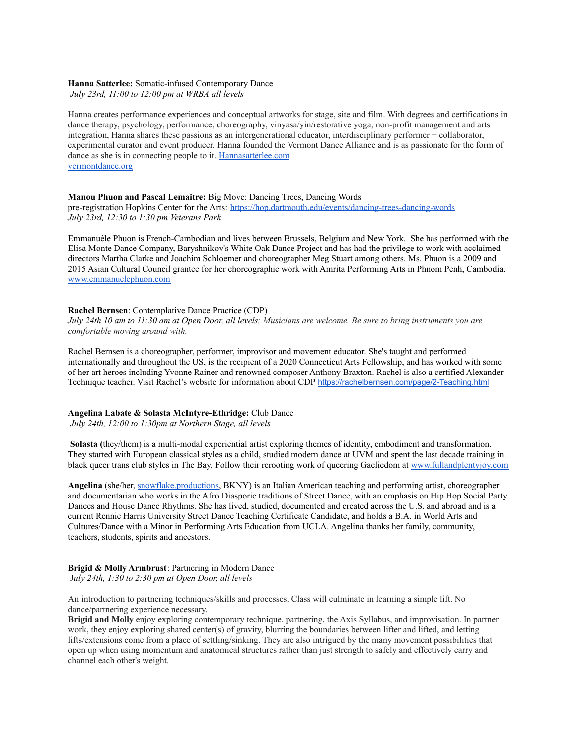**Hanna Satterlee:** Somatic-infused Contemporary Dance
*July 23rd, 11:00 to 12:00 pm at WRBA all levels*

Hanna creates performance experiences and conceptual artworks for stage, site and film. With degrees and certifications in dance therapy, psychology, performance, choreography, vinyasa/yin/restorative yoga, non-profit management and arts integration, Hanna shares these passions as an intergenerational educator, interdisciplinary performer + collaborator, experimental curator and event producer. Hanna founded the Vermont Dance Alliance and is as passionate for the form of dance as she is in connecting people to it. Hannasatterlee.com
vermontdance.org

**Manou Phuon and Pascal Lemaitre:** Big Move: Dancing Trees, Dancing Words
pre-registration Hopkins Center for the Arts: https://hop.dartmouth.edu/events/dancing-trees-dancing-words
*July 23rd, 12:30 to 1:30 pm Veterans Park*

Emmanuèle Phuon is French-Cambodian and lives between Brussels, Belgium and New York. She has performed with the Elisa Monte Dance Company, Baryshnikov's White Oak Dance Project and has had the privilege to work with acclaimed directors Martha Clarke and Joachim Schloemer and choreographer Meg Stuart among others. Ms. Phuon is a 2009 and 2015 Asian Cultural Council grantee for her choreographic work with Amrita Performing Arts in Phnom Penh, Cambodia.
www.emmanuelephuon.com

**Rachel Bernsen**: Contemplative Dance Practice (CDP)
*July 24th 10 am to 11:30 am at Open Door, all levels; Musicians are welcome. Be sure to bring instruments you are comfortable moving around with.*

Rachel Bernsen is a choreographer, performer, improvisor and movement educator. She's taught and performed internationally and throughout the US, is the recipient of a 2020 Connecticut Arts Fellowship, and has worked with some of her art heroes including Yvonne Rainer and renowned composer Anthony Braxton. Rachel is also a certified Alexander Technique teacher. Visit Rachel's website for information about CDP https://rachelbernsen.com/page/2-Teaching.html

**Angelina Labate & Solasta McIntyre-Ethridge:** Club Dance
*July 24th, 12:00 to 1:30pm at Northern Stage, all levels*

**Solasta (**they/them) is a multi-modal experiential artist exploring themes of identity, embodiment and transformation. They started with European classical styles as a child, studied modern dance at UVM and spent the last decade training in black queer trans club styles in The Bay. Follow their rerooting work of queering Gaelicdom at www.fullandplentyjoy.com

**Angelina** (she/her, snowflake.productions, BKNY) is an Italian American teaching and performing artist, choreographer and documentarian who works in the Afro Diasporic traditions of Street Dance, with an emphasis on Hip Hop Social Party Dances and House Dance Rhythms. She has lived, studied, documented and created across the U.S. and abroad and is a current Rennie Harris University Street Dance Teaching Certificate Candidate, and holds a B.A. in World Arts and Cultures/Dance with a Minor in Performing Arts Education from UCLA. Angelina thanks her family, community, teachers, students, spirits and ancestors.

**Brigid & Molly Armbrust**: Partnering in Modern Dance
*July 24th, 1:30 to 2:30 pm at Open Door, all levels*

An introduction to partnering techniques/skills and processes. Class will culminate in learning a simple lift. No dance/partnering experience necessary.
**Brigid and Molly** enjoy exploring contemporary technique, partnering, the Axis Syllabus, and improvisation. In partner work, they enjoy exploring shared center(s) of gravity, blurring the boundaries between lifter and lifted, and letting lifts/extensions come from a place of settling/sinking. They are also intrigued by the many movement possibilities that open up when using momentum and anatomical structures rather than just strength to safely and effectively carry and channel each other's weight.